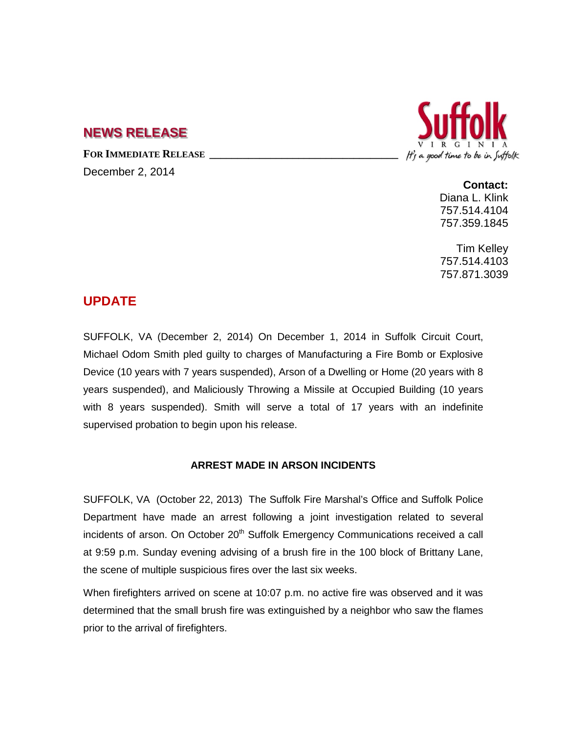## NEWS RELEASE

**FOR IMMEDIATE RELEASE**

December 2, 2014

**Contact:**
Diana L. Klink
757.514.4104
757.359.1845

Tim Kelley
757.514.4103
757.871.3039

## UPDATE

SUFFOLK, VA (December 2, 2014) On December 1, 2014 in Suffolk Circuit Court, Michael Odom Smith pled guilty to charges of Manufacturing a Fire Bomb or Explosive Device (10 years with 7 years suspended), Arson of a Dwelling or Home (20 years with 8 years suspended), and Maliciously Throwing a Missile at Occupied Building (10 years with 8 years suspended). Smith will serve a total of 17 years with an indefinite supervised probation to begin upon his release.

### ARREST MADE IN ARSON INCIDENTS

SUFFOLK, VA (October 22, 2013) The Suffolk Fire Marshal's Office and Suffolk Police Department have made an arrest following a joint investigation related to several incidents of arson. On October 20th Suffolk Emergency Communications received a call at 9:59 p.m. Sunday evening advising of a brush fire in the 100 block of Brittany Lane, the scene of multiple suspicious fires over the last six weeks.

When firefighters arrived on scene at 10:07 p.m. no active fire was observed and it was determined that the small brush fire was extinguished by a neighbor who saw the flames prior to the arrival of firefighters.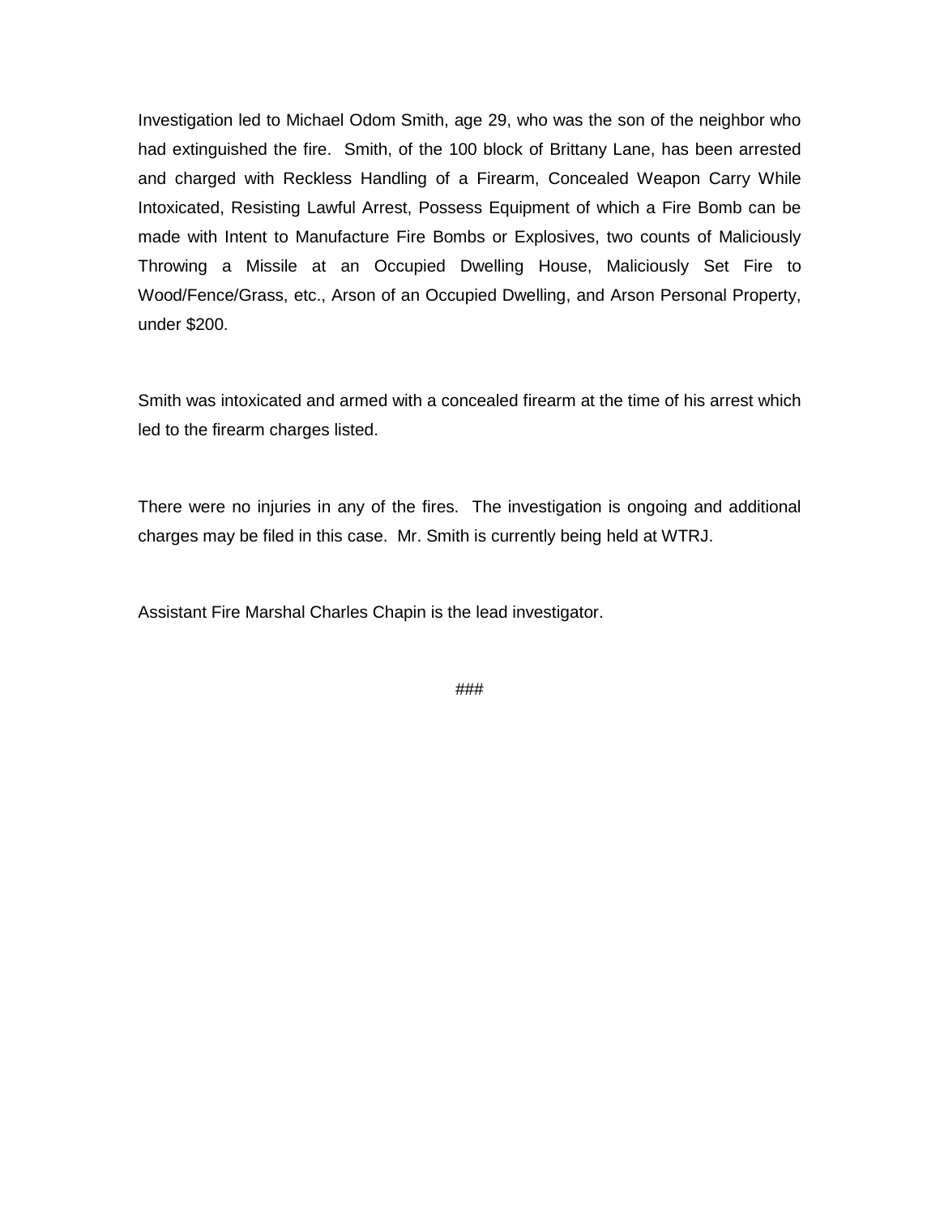Investigation led to Michael Odom Smith, age 29, who was the son of the neighbor who had extinguished the fire. Smith, of the 100 block of Brittany Lane, has been arrested and charged with Reckless Handling of a Firearm, Concealed Weapon Carry While Intoxicated, Resisting Lawful Arrest, Possess Equipment of which a Fire Bomb can be made with Intent to Manufacture Fire Bombs or Explosives, two counts of Maliciously Throwing a Missile at an Occupied Dwelling House, Maliciously Set Fire to Wood/Fence/Grass, etc., Arson of an Occupied Dwelling, and Arson Personal Property, under $200.

Smith was intoxicated and armed with a concealed firearm at the time of his arrest which led to the firearm charges listed.

There were no injuries in any of the fires. The investigation is ongoing and additional charges may be filed in this case. Mr. Smith is currently being held at WTRJ.

Assistant Fire Marshal Charles Chapin is the lead investigator.

###